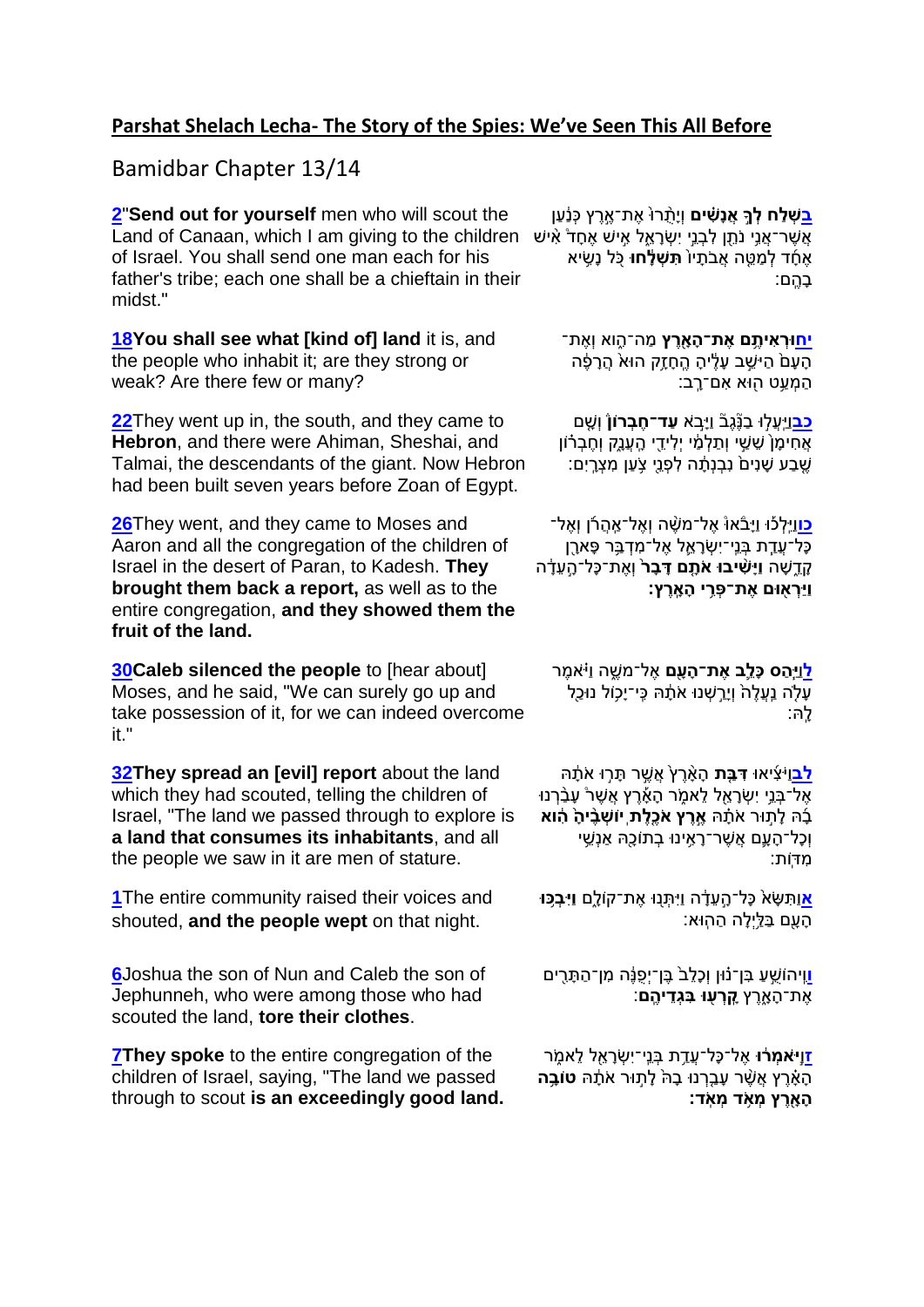# Parshat Shelach Lecha- The Story of the Spies: We've Seen This All Before

## Bamidbar Chapter 13/14

| | |
|---|---|
| **2**"**Send out for yourself** men who will scout the Land of Canaan, which I am giving to the children of Israel. You shall send one man each for his father's tribe; each one shall be a chieftain in their midst." | **בשְׁלַח לְךָ אֲנָשִׁים** וְיָתֻרוּ אֶת־אֶרֶץ כְּנַעַן אֲשֶׁר־אֲנִי נֹתֵן לִבְנֵי יִשְׂרָאֵל אִישׁ אֶחָד אִישׁ אֶחָד לְמַטֵּה אֲבֹתָיו **תִּשְׁלָחוּ** כֹּל נָשִׂיא בָהֶם: |
| **18**You shall see what [kind of] land it is, and the people who inhabit it; are they strong or weak? Are there few or many? | **יחוּרְאִיתֶם אֶת־הָאָרֶץ** מַה־הִוא וְאֶת־הָעָם הַיֹּשֵׁב עָלֶיהָ הֶחָזָק הוּא הֲרָפֶה הַמְעַט הוּא אִם־רָב: |
| **22**They went up in, the south, and they came to **Hebron**, and there were Ahiman, Sheshai, and Talmai, the descendants of the giant. Now Hebron had been built seven years before Zoan of Egypt. | **כב**וַיַּעֲלוּ בַנֶּגֶב וַיָּבֹא **עַד־חֶבְרוֹן** וְשָׁם אֲחִימַן שֵׁשַׁי וְתַלְמַי יְלִידֵי הָעֲנָק וְחֶבְרוֹן שֶׁבַע שָׁנִים נִבְנְתָה לִפְנֵי צֹעַן מִצְרָיִם: |
| **26**They went, and they came to Moses and Aaron and all the congregation of the children of Israel in the desert of Paran, to Kadesh. **They brought them back a report,** as well as to the entire congregation, **and they showed them the fruit of the land.** | **כו**וַיֵּלְכוּ וַיָּבֹאוּ אֶל־מֹשֶׁה וְאֶל־אַהֲרֹן וְאֶל־כָּל־עֲדַת בְּנֵי־יִשְׂרָאֵל אֶל־מִדְבַּר פָּארָן קָדֵשָׁה **וַיָּשִׁיבוּ אֹתָם דָּבָר** וְאֶת־כָּל־הָעֵדָה **וַיַּרְאוּם אֶת־פְּרִי הָאָרֶץ:** |
| **30Caleb silenced the people** to [hear about] Moses, and he said, "We can surely go up and take possession of it, for we can indeed overcome it." | **ל**וַיַּהַס **כָּלֵב אֶת־הָעָם** אֶל־מֹשֶׁה וַיֹּאמֶר עָלֹה נַעֲלֶה וְיָרַשְׁנוּ אֹתָהּ כִּי־יָכוֹל נוּכַל לָהּ: |
| **32They spread an [evil] report** about the land which they had scouted, telling the children of Israel, "The land we passed through to explore is **a land that consumes its inhabitants**, and all the people we saw in it are men of stature. | **לב**וַיֹּצִיאוּ **דִּבַּת** הָאָרֶץ אֲשֶׁר תָּרוּ אֹתָהּ אֶל־בְּנֵי יִשְׂרָאֵל לֵאמֹר הָאָרֶץ אֲשֶׁר עָבַרְנוּ בָהּ לָתוּר אֹתָהּ **אֶרֶץ אֹכֶלֶת יוֹשְׁבֶיהָ הִוא** וְכָל־הָעָם אֲשֶׁר־רָאִינוּ בְתוֹכָהּ אַנְשֵׁי מִדּוֹת: |
| **1**The entire community raised their voices and shouted, **and the people wept** on that night. | **א**וַתִּשָּׂא כָּל־הָעֵדָה וַיִּתְּנוּ אֶת־קוֹלָם **וַיִּבְכּוּ** הָעָם בַּלַּיְלָה הַהוּא: |
| **6**Joshua the son of Nun and Caleb the son of Jephunneh, who were among those who had scouted the land, **tore their clothes**. | **ו**וִיהוֹשֻׁעַ בִּן־נוּן וְכָלֵב בֶּן־יְפֻנֶּה מִן־הַתָּרִים אֶת־הָאָרֶץ **קָרְעוּ בִּגְדֵיהֶם**: |
| **7They spoke** to the entire congregation of the children of Israel, saying, "The land we passed through to scout **is an exceedingly good land.** | **ז**וַיֹּאמְרוּ אֶל־כָּל־עֲדַת בְּנֵי־יִשְׂרָאֵל לֵאמֹר הָאָרֶץ אֲשֶׁר עָבַרְנוּ בָהּ לָתוּר אֹתָהּ **טוֹבָה הָאָרֶץ מְאֹד מְאֹד:** |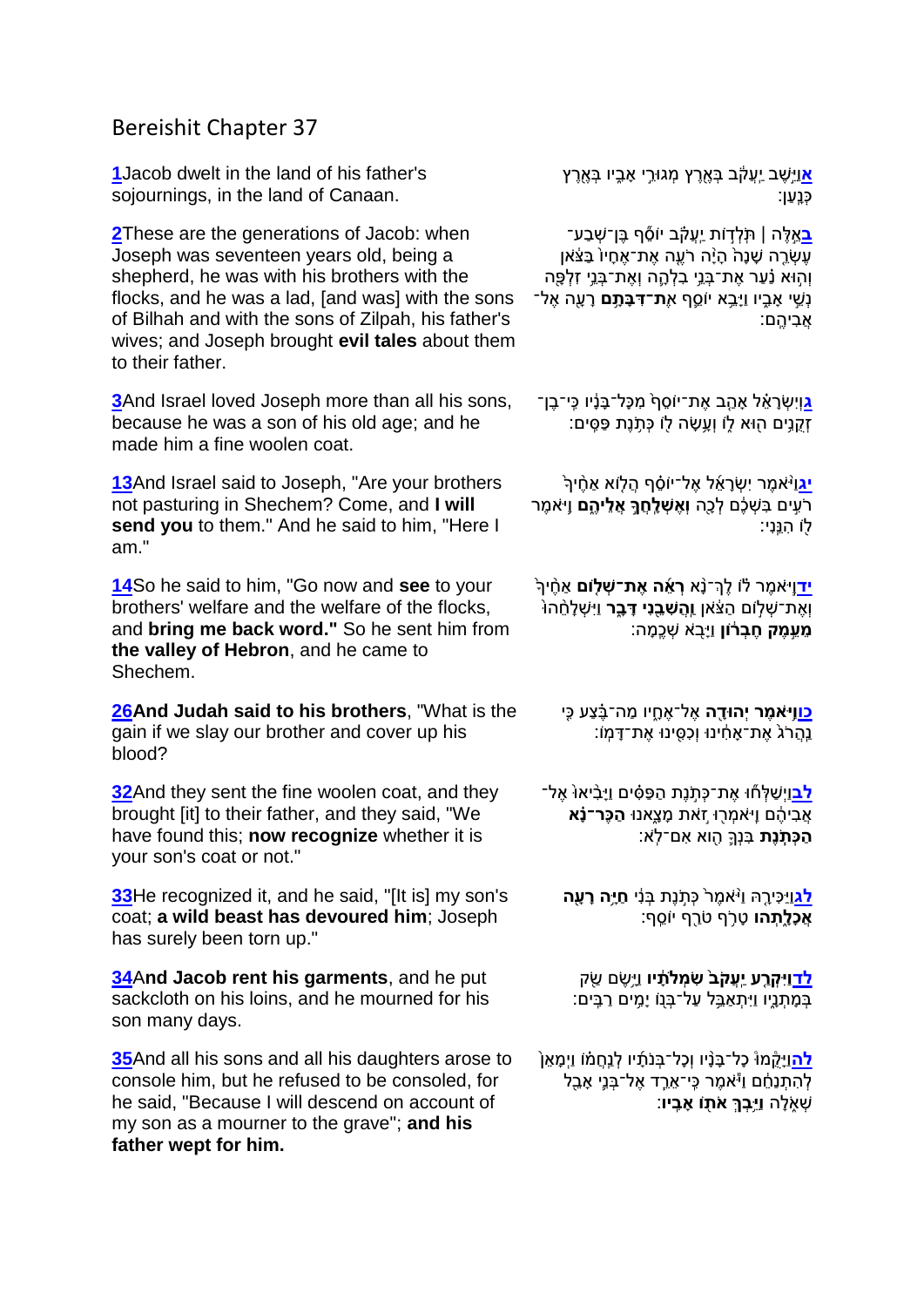# Bereishit Chapter 37

**1**Jacob dwelt in the land of his father's sojournings, in the land of Canaan.

**א**וַיֵּשֶׁב יַעֲקֹב בְּאֶרֶץ מְגוּרֵי אָבִיו בְּאֶרֶץ כְּנָעַן:

**2**These are the generations of Jacob: when Joseph was seventeen years old, being a shepherd, he was with his brothers with the flocks, and he was a lad, [and was] with the sons of Bilhah and with the sons of Zilpah, his father's wives; and Joseph brought **evil tales** about them to their father.

**ב**אֵלֶּה | תֹּלְדוֹת יַעֲקֹב יוֹסֵף בֶּן־שְׁבַע־עֶשְׂרֵה שָׁנָה הָיָה רֹעֶה אֶת־אֶחָיו בַּצֹּאן וְהוּא נַעַר אֶת־בְּנֵי בִלְהָה וְאֶת־בְּנֵי זִלְפָּה נְשֵׁי אָבִיו וַיָּבֵא יוֹסֵף **אֶת־דִּבָּתָם** רָעָה אֶל־אֲבִיהֶם:

**3**And Israel loved Joseph more than all his sons, because he was a son of his old age; and he made him a fine woolen coat.

**ג**וְיִשְׂרָאֵל אָהַב אֶת־יוֹסֵף מִכָּל־בָּנָיו כִּי־בֶן־זְקֻנִים הוּא לוֹ וְעָשָׂה לוֹ כְּתֹנֶת פַּסִּים:

**13**And Israel said to Joseph, "Are your brothers not pasturing in Shechem? Come, and **I will send you** to them." And he said to him, "Here I am."

**יג**וַיֹּאמֶר יִשְׂרָאֵל אֶל־יוֹסֵף הֲלוֹא אַחֶיךָ רֹעִים בִּשְׁכֶם לְכָה **וְאֶשְׁלָחֲךָ אֲלֵיהֶם** וַיֹּאמֶר לוֹ הִנֵּנִי:

**14**So he said to him, "Go now and **see** to your brothers' welfare and the welfare of the flocks, and **bring me back word."** So he sent him from **the valley of Hebron**, and he came to Shechem.

**יד**וַיֹּאמֶר לוֹ לֶךְ־נָא **רְאֵה אֶת־שְׁלוֹם** אַחֶיךָ וְאֶת־שְׁלוֹם הַצֹּאן **וַהֲשִׁבֵנִי דָּבָר** וַיִּשְׁלָחֵהוּ **מֵעֵמֶק חֶבְרוֹן** וַיָּבֹא שְׁכֶמָה:

**26And Judah said to his brothers**, "What is the gain if we slay our brother and cover up his blood?

**כו**וַיֹּאמֶר יְהוּדָה **אֶל־אֶחָיו** מַה־בֶּצַע כִּי נַהֲרֹג אֶת־אָחִינוּ וְכִסִּינוּ אֶת־דָּמוֹ:

**32**And they sent the fine woolen coat, and they brought [it] to their father, and they said, "We have found this; **now recognize** whether it is your son's coat or not."

**לב**וַיְשַׁלְּחוּ אֶת־כְּתֹנֶת הַפַּסִּים וַיָּבִיאוּ אֶל־אֲבִיהֶם וַיֹּאמְרוּ זֹאת מָצָאנוּ **הַכֶּר־נָא הַכְּתֹנֶת** בִּנְךָ הִוא אִם־לֹא:

**33**He recognized it, and he said, "[It is] my son's coat; **a wild beast has devoured him**; Joseph has surely been torn up."

**לג**וַיַּכִּירָהּ וַיֹּאמֶר כְּתֹנֶת בְּנִי **חַיָּה רָעָה אֲכָלָתְהוּ** טָרֹף טֹרַף יוֹסֵף:

**34**A**nd Jacob rent his garments**, and he put sackcloth on his loins, and he mourned for his son many days.

**לד**וַיִּקְרַע **יַעֲקֹב שִׂמְלֹתָיו** וַיָּשֶׂם שַׂק בְּמָתְנָיו וַיִּתְאַבֵּל עַל־בְּנוֹ יָמִים רַבִּים:

**35**And all his sons and all his daughters arose to console him, but he refused to be consoled, for he said, "Because I will descend on account of my son as a mourner to the grave"; **and his father wept for him.**

**לה**וַיָּקֻמוּ כָל־בָּנָיו וְכָל־בְּנֹתָיו לְנַחֲמוֹ וַיְמָאֵן לְהִתְנַחֵם וַיֹּאמֶר כִּי־אֵרֵד אֶל־בְּנִי אָבֵל שְׁאֹלָה **וַיֵּבְךְּ אֹתוֹ אָבִיו**: